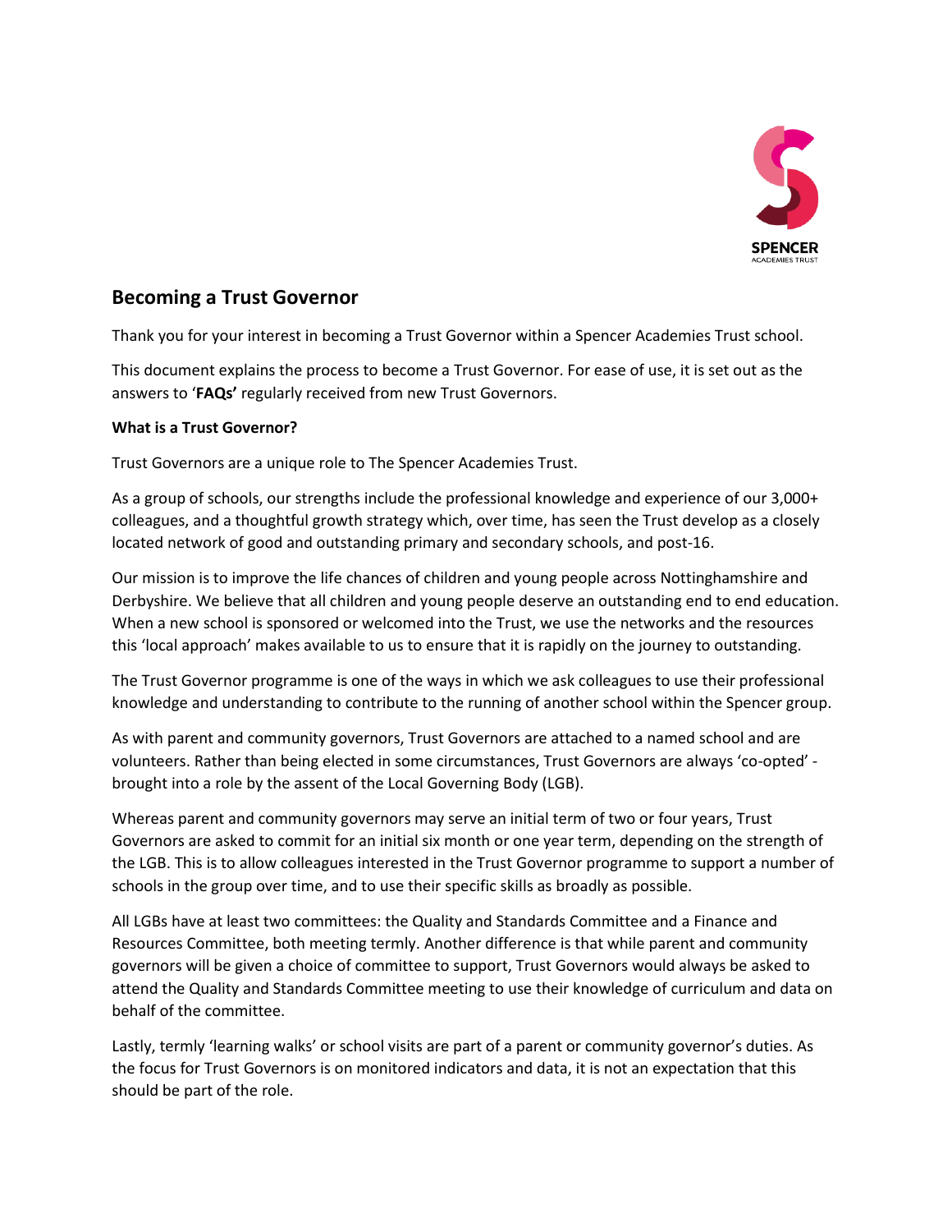## Becoming a Trust Governor

Thank you for your interest in becoming a Trust Governor within a Spencer Academies Trust school.

This document explains the process to become a Trust Governor. For ease of use, it is set out as the answers to '**FAQs'** regularly received from new Trust Governors.

**What is a Trust Governor?**

Trust Governors are a unique role to The Spencer Academies Trust.

As a group of schools, our strengths include the professional knowledge and experience of our 3,000+ colleagues, and a thoughtful growth strategy which, over time, has seen the Trust develop as a closely located network of good and outstanding primary and secondary schools, and post-16.

Our mission is to improve the life chances of children and young people across Nottinghamshire and Derbyshire. We believe that all children and young people deserve an outstanding end to end education. When a new school is sponsored or welcomed into the Trust, we use the networks and the resources this 'local approach' makes available to us to ensure that it is rapidly on the journey to outstanding.

The Trust Governor programme is one of the ways in which we ask colleagues to use their professional knowledge and understanding to contribute to the running of another school within the Spencer group.

As with parent and community governors, Trust Governors are attached to a named school and are volunteers. Rather than being elected in some circumstances, Trust Governors are always 'co-opted' - brought into a role by the assent of the Local Governing Body (LGB).

Whereas parent and community governors may serve an initial term of two or four years, Trust Governors are asked to commit for an initial six month or one year term, depending on the strength of the LGB. This is to allow colleagues interested in the Trust Governor programme to support a number of schools in the group over time, and to use their specific skills as broadly as possible.

All LGBs have at least two committees: the Quality and Standards Committee and a Finance and Resources Committee, both meeting termly. Another difference is that while parent and community governors will be given a choice of committee to support, Trust Governors would always be asked to attend the Quality and Standards Committee meeting to use their knowledge of curriculum and data on behalf of the committee.

Lastly, termly 'learning walks' or school visits are part of a parent or community governor's duties. As the focus for Trust Governors is on monitored indicators and data, it is not an expectation that this should be part of the role.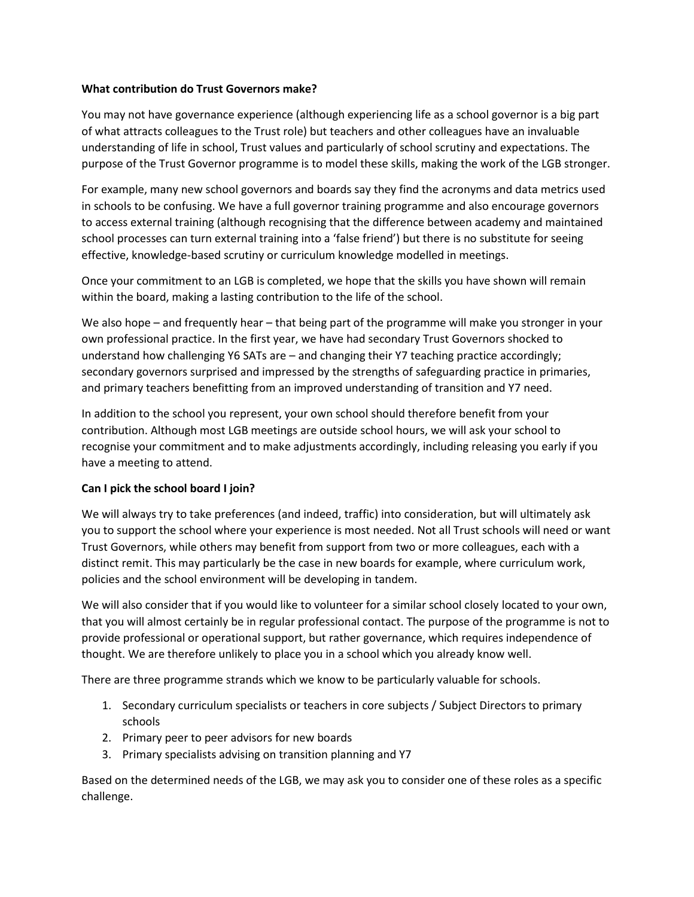**What contribution do Trust Governors make?**

You may not have governance experience (although experiencing life as a school governor is a big part of what attracts colleagues to the Trust role) but teachers and other colleagues have an invaluable understanding of life in school, Trust values and particularly of school scrutiny and expectations. The purpose of the Trust Governor programme is to model these skills, making the work of the LGB stronger.

For example, many new school governors and boards say they find the acronyms and data metrics used in schools to be confusing. We have a full governor training programme and also encourage governors to access external training (although recognising that the difference between academy and maintained school processes can turn external training into a 'false friend') but there is no substitute for seeing effective, knowledge-based scrutiny or curriculum knowledge modelled in meetings.

Once your commitment to an LGB is completed, we hope that the skills you have shown will remain within the board, making a lasting contribution to the life of the school.

We also hope – and frequently hear – that being part of the programme will make you stronger in your own professional practice. In the first year, we have had secondary Trust Governors shocked to understand how challenging Y6 SATs are – and changing their Y7 teaching practice accordingly; secondary governors surprised and impressed by the strengths of safeguarding practice in primaries, and primary teachers benefitting from an improved understanding of transition and Y7 need.

In addition to the school you represent, your own school should therefore benefit from your contribution. Although most LGB meetings are outside school hours, we will ask your school to recognise your commitment and to make adjustments accordingly, including releasing you early if you have a meeting to attend.

**Can I pick the school board I join?**

We will always try to take preferences (and indeed, traffic) into consideration, but will ultimately ask you to support the school where your experience is most needed. Not all Trust schools will need or want Trust Governors, while others may benefit from support from two or more colleagues, each with a distinct remit. This may particularly be the case in new boards for example, where curriculum work, policies and the school environment will be developing in tandem.

We will also consider that if you would like to volunteer for a similar school closely located to your own, that you will almost certainly be in regular professional contact. The purpose of the programme is not to provide professional or operational support, but rather governance, which requires independence of thought. We are therefore unlikely to place you in a school which you already know well.

There are three programme strands which we know to be particularly valuable for schools.

1. Secondary curriculum specialists or teachers in core subjects / Subject Directors to primary schools
2. Primary peer to peer advisors for new boards
3. Primary specialists advising on transition planning and Y7

Based on the determined needs of the LGB, we may ask you to consider one of these roles as a specific challenge.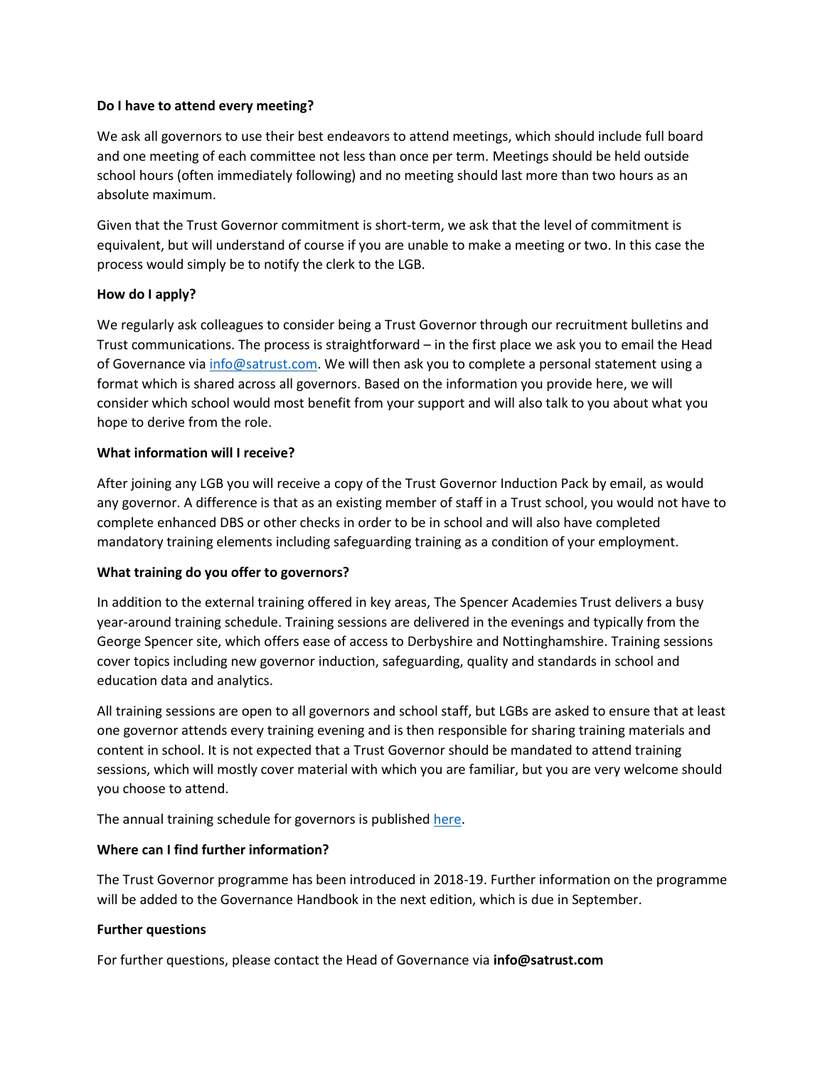**Do I have to attend every meeting?**

We ask all governors to use their best endeavors to attend meetings, which should include full board and one meeting of each committee not less than once per term. Meetings should be held outside school hours (often immediately following) and no meeting should last more than two hours as an absolute maximum.

Given that the Trust Governor commitment is short-term, we ask that the level of commitment is equivalent, but will understand of course if you are unable to make a meeting or two. In this case the process would simply be to notify the clerk to the LGB.

**How do I apply?**

We regularly ask colleagues to consider being a Trust Governor through our recruitment bulletins and Trust communications. The process is straightforward – in the first place we ask you to email the Head of Governance via info@satrust.com. We will then ask you to complete a personal statement using a format which is shared across all governors. Based on the information you provide here, we will consider which school would most benefit from your support and will also talk to you about what you hope to derive from the role.

**What information will I receive?**

After joining any LGB you will receive a copy of the Trust Governor Induction Pack by email, as would any governor. A difference is that as an existing member of staff in a Trust school, you would not have to complete enhanced DBS or other checks in order to be in school and will also have completed mandatory training elements including safeguarding training as a condition of your employment.

**What training do you offer to governors?**

In addition to the external training offered in key areas, The Spencer Academies Trust delivers a busy year-around training schedule. Training sessions are delivered in the evenings and typically from the George Spencer site, which offers ease of access to Derbyshire and Nottinghamshire. Training sessions cover topics including new governor induction, safeguarding, quality and standards in school and education data and analytics.

All training sessions are open to all governors and school staff, but LGBs are asked to ensure that at least one governor attends every training evening and is then responsible for sharing training materials and content in school. It is not expected that a Trust Governor should be mandated to attend training sessions, which will mostly cover material with which you are familiar, but you are very welcome should you choose to attend.

The annual training schedule for governors is published here.

**Where can I find further information?**

The Trust Governor programme has been introduced in 2018-19. Further information on the programme will be added to the Governance Handbook in the next edition, which is due in September.

**Further questions**

For further questions, please contact the Head of Governance via **info@satrust.com**